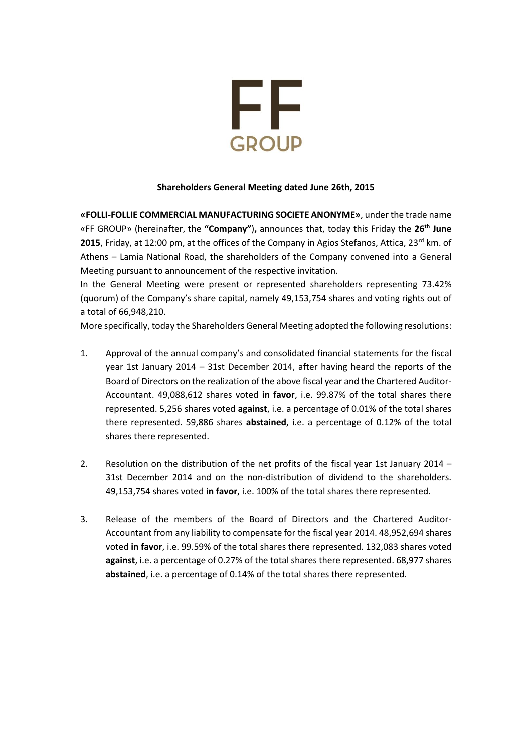FF
GROUP

**Shareholders General Meeting dated June 26th, 2015**

**«FOLLI-FOLLIE COMMERCIAL MANUFACTURING SOCIETE ANONYME»**, under the trade name «FF GROUP» (hereinafter, the **"Company")**, announces that, today this Friday the **26th June 2015**, Friday, at 12:00 pm, at the offices of the Company in Agios Stefanos, Attica, 23rd km. of Athens – Lamia National Road, the shareholders of the Company convened into a General Meeting pursuant to announcement of the respective invitation.

In the General Meeting were present or represented shareholders representing 73.42% (quorum) of the Company's share capital, namely 49,153,754 shares and voting rights out of a total of 66,948,210.

More specifically, today the Shareholders General Meeting adopted the following resolutions:

1. Approval of the annual company's and consolidated financial statements for the fiscal year 1st January 2014 – 31st December 2014, after having heard the reports of the Board of Directors on the realization of the above fiscal year and the Chartered Auditor-Accountant. 49,088,612 shares voted **in favor**, i.e. 99.87% of the total shares there represented. 5,256 shares voted **against**, i.e. a percentage of 0.01% of the total shares there represented. 59,886 shares **abstained**, i.e. a percentage of 0.12% of the total shares there represented.

2. Resolution on the distribution of the net profits of the fiscal year 1st January 2014 – 31st December 2014 and on the non-distribution of dividend to the shareholders. 49,153,754 shares voted **in favor**, i.e. 100% of the total shares there represented.

3. Release of the members of the Board of Directors and the Chartered Auditor-Accountant from any liability to compensate for the fiscal year 2014. 48,952,694 shares voted **in favor**, i.e. 99.59% of the total shares there represented. 132,083 shares voted **against**, i.e. a percentage of 0.27% of the total shares there represented. 68,977 shares **abstained**, i.e. a percentage of 0.14% of the total shares there represented.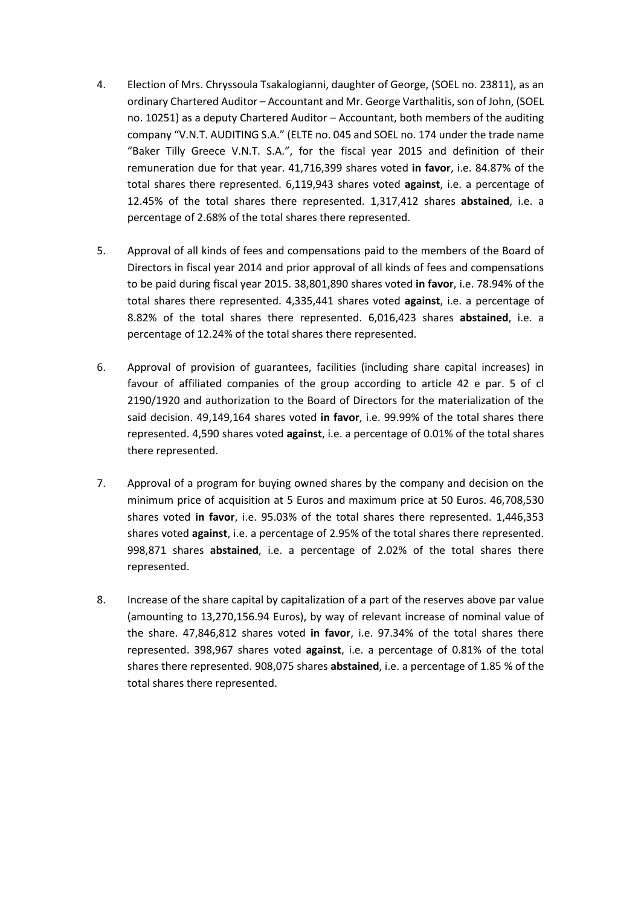4. Election of Mrs. Chryssoula Tsakalogianni, daughter of George, (SOEL no. 23811), as an ordinary Chartered Auditor – Accountant and Mr. George Varthalitis, son of John, (SOEL no. 10251) as a deputy Chartered Auditor – Accountant, both members of the auditing company "V.N.T. AUDITING S.A." (ELTE no. 045 and SOEL no. 174 under the trade name "Baker Tilly Greece V.N.T. S.A.", for the fiscal year 2015 and definition of their remuneration due for that year. 41,716,399 shares voted **in favor**, i.e. 84.87% of the total shares there represented. 6,119,943 shares voted **against**, i.e. a percentage of 12.45% of the total shares there represented. 1,317,412 shares **abstained**, i.e. a percentage of 2.68% of the total shares there represented.

5. Approval of all kinds of fees and compensations paid to the members of the Board of Directors in fiscal year 2014 and prior approval of all kinds of fees and compensations to be paid during fiscal year 2015. 38,801,890 shares voted **in favor**, i.e. 78.94% of the total shares there represented. 4,335,441 shares voted **against**, i.e. a percentage of 8.82% of the total shares there represented. 6,016,423 shares **abstained**, i.e. a percentage of 12.24% of the total shares there represented.

6. Approval of provision of guarantees, facilities (including share capital increases) in favour of affiliated companies of the group according to article 42 e par. 5 of cl 2190/1920 and authorization to the Board of Directors for the materialization of the said decision. 49,149,164 shares voted **in favor**, i.e. 99.99% of the total shares there represented. 4,590 shares voted **against**, i.e. a percentage of 0.01% of the total shares there represented.

7. Approval of a program for buying owned shares by the company and decision on the minimum price of acquisition at 5 Euros and maximum price at 50 Euros. 46,708,530 shares voted **in favor**, i.e. 95.03% of the total shares there represented. 1,446,353 shares voted **against**, i.e. a percentage of 2.95% of the total shares there represented. 998,871 shares **abstained**, i.e. a percentage of 2.02% of the total shares there represented.

8. Increase of the share capital by capitalization of a part of the reserves above par value (amounting to 13,270,156.94 Euros), by way of relevant increase of nominal value of the share. 47,846,812 shares voted **in favor**, i.e. 97.34% of the total shares there represented. 398,967 shares voted **against**, i.e. a percentage of 0.81% of the total shares there represented. 908,075 shares **abstained**, i.e. a percentage of 1.85 % of the total shares there represented.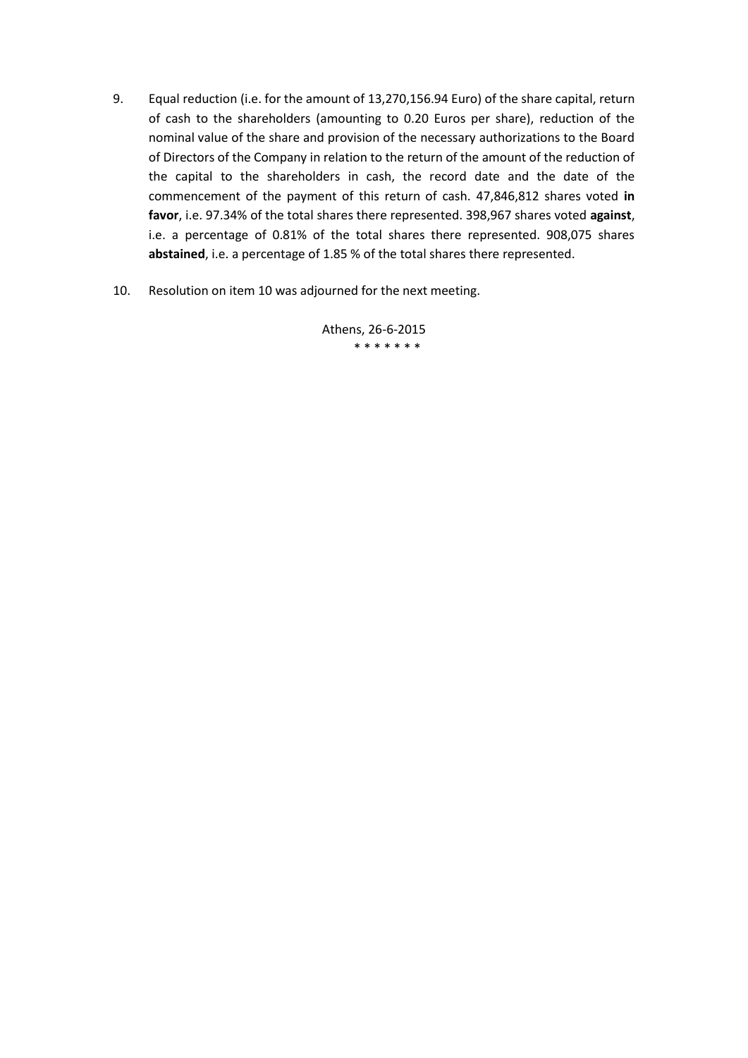9. Equal reduction (i.e. for the amount of 13,270,156.94 Euro) of the share capital, return of cash to the shareholders (amounting to 0.20 Euros per share), reduction of the nominal value of the share and provision of the necessary authorizations to the Board of Directors of the Company in relation to the return of the amount of the reduction of the capital to the shareholders in cash, the record date and the date of the commencement of the payment of this return of cash. 47,846,812 shares voted **in favor**, i.e. 97.34% of the total shares there represented. 398,967 shares voted **against**, i.e. a percentage of 0.81% of the total shares there represented. 908,075 shares **abstained**, i.e. a percentage of 1.85 % of the total shares there represented.

10. Resolution on item 10 was adjourned for the next meeting.

Athens, 26-6-2015

* * * * * * *